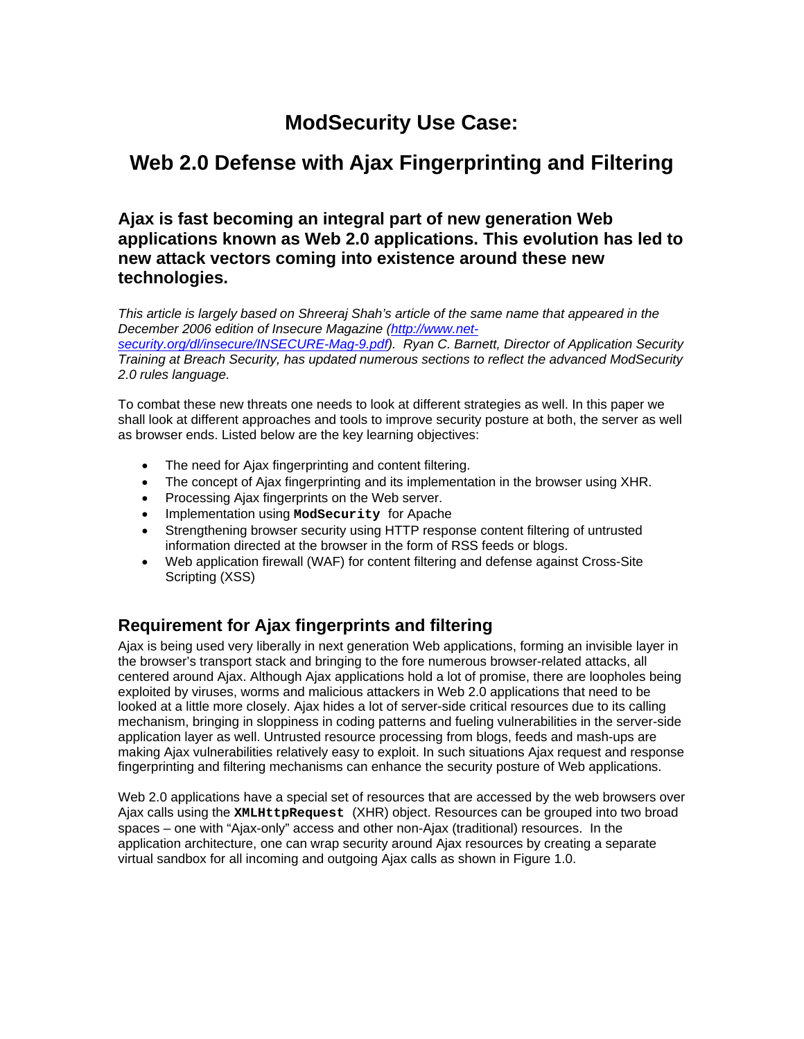# ModSecurity Use Case:

# Web 2.0 Defense with Ajax Fingerprinting and Filtering

### Ajax is fast becoming an integral part of new generation Web applications known as Web 2.0 applications. This evolution has led to new attack vectors coming into existence around these new technologies.

*This article is largely based on Shreeraj Shah's article of the same name that appeared in the December 2006 edition of Insecure Magazine ([http://www.net-security.org/dl/insecure/INSECURE-Mag-9.pdf](http://www.net-security.org/dl/insecure/INSECURE-Mag-9.pdf)). Ryan C. Barnett, Director of Application Security Training at Breach Security, has updated numerous sections to reflect the advanced ModSecurity 2.0 rules language.*

To combat these new threats one needs to look at different strategies as well. In this paper we shall look at different approaches and tools to improve security posture at both, the server as well as browser ends. Listed below are the key learning objectives:

- The need for Ajax fingerprinting and content filtering.
- The concept of Ajax fingerprinting and its implementation in the browser using XHR.
- Processing Ajax fingerprints on the Web server.
- Implementation using **`ModSecurity`** for Apache
- Strengthening browser security using HTTP response content filtering of untrusted information directed at the browser in the form of RSS feeds or blogs.
- Web application firewall (WAF) for content filtering and defense against Cross-Site Scripting (XSS)

## Requirement for Ajax fingerprints and filtering

Ajax is being used very liberally in next generation Web applications, forming an invisible layer in the browser's transport stack and bringing to the fore numerous browser-related attacks, all centered around Ajax. Although Ajax applications hold a lot of promise, there are loopholes being exploited by viruses, worms and malicious attackers in Web 2.0 applications that need to be looked at a little more closely. Ajax hides a lot of server-side critical resources due to its calling mechanism, bringing in sloppiness in coding patterns and fueling vulnerabilities in the server-side application layer as well. Untrusted resource processing from blogs, feeds and mash-ups are making Ajax vulnerabilities relatively easy to exploit. In such situations Ajax request and response fingerprinting and filtering mechanisms can enhance the security posture of Web applications.

Web 2.0 applications have a special set of resources that are accessed by the web browsers over Ajax calls using the **`XMLHttpRequest`** (XHR) object. Resources can be grouped into two broad spaces – one with "Ajax-only" access and other non-Ajax (traditional) resources. In the application architecture, one can wrap security around Ajax resources by creating a separate virtual sandbox for all incoming and outgoing Ajax calls as shown in Figure 1.0.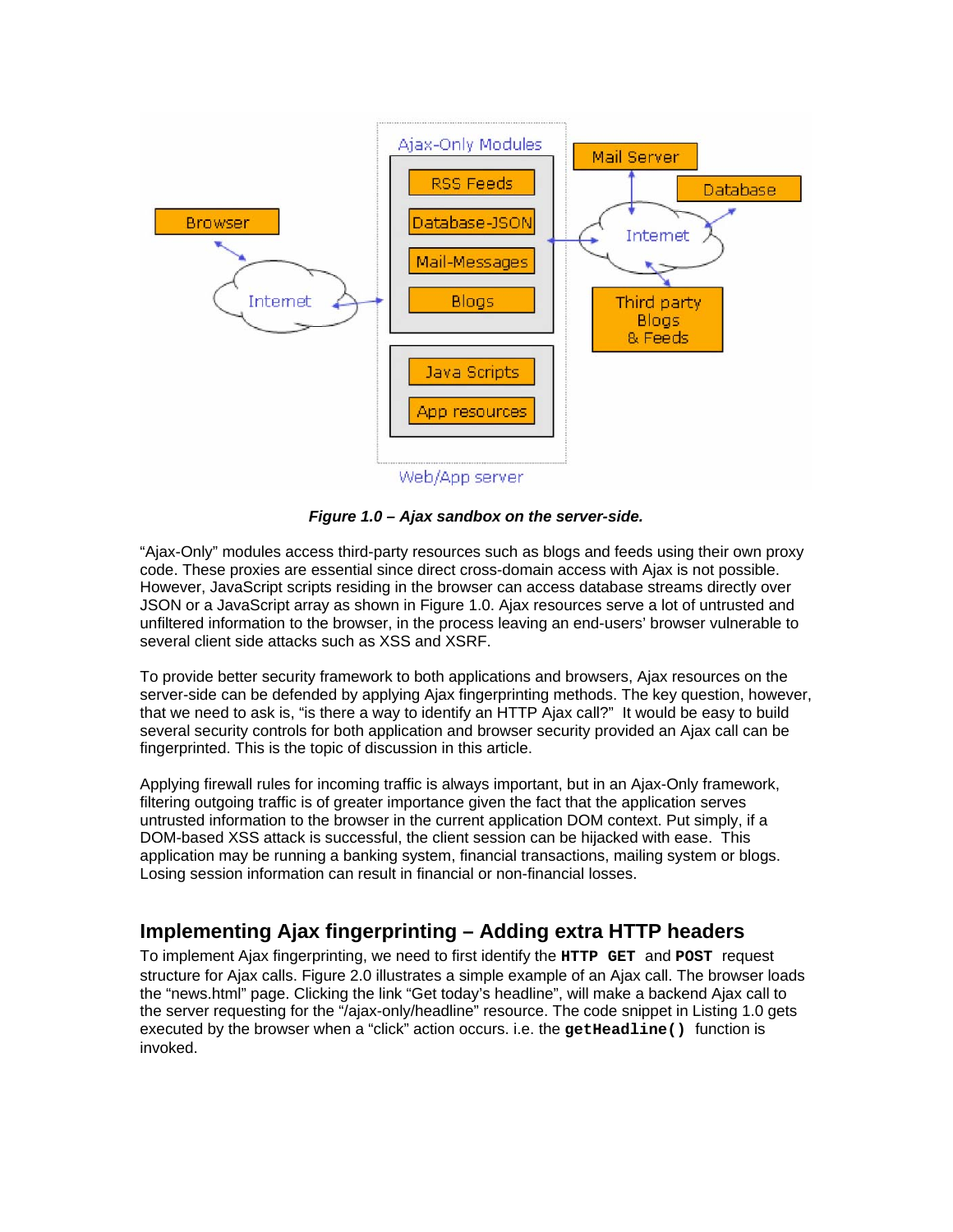*Figure 1.0 – Ajax sandbox on the server-side.*

"Ajax-Only" modules access third-party resources such as blogs and feeds using their own proxy code. These proxies are essential since direct cross-domain access with Ajax is not possible. However, JavaScript scripts residing in the browser can access database streams directly over JSON or a JavaScript array as shown in Figure 1.0. Ajax resources serve a lot of untrusted and unfiltered information to the browser, in the process leaving an end-users' browser vulnerable to several client side attacks such as XSS and XSRF.

To provide better security framework to both applications and browsers, Ajax resources on the server-side can be defended by applying Ajax fingerprinting methods. The key question, however, that we need to ask is, "is there a way to identify an HTTP Ajax call?" It would be easy to build several security controls for both application and browser security provided an Ajax call can be fingerprinted. This is the topic of discussion in this article.

Applying firewall rules for incoming traffic is always important, but in an Ajax-Only framework, filtering outgoing traffic is of greater importance given the fact that the application serves untrusted information to the browser in the current application DOM context. Put simply, if a DOM-based XSS attack is successful, the client session can be hijacked with ease. This application may be running a banking system, financial transactions, mailing system or blogs. Losing session information can result in financial or non-financial losses.

## Implementing Ajax fingerprinting – Adding extra HTTP headers

To implement Ajax fingerprinting, we need to first identify the **`HTTP GET`** and **`POST`** request structure for Ajax calls. Figure 2.0 illustrates a simple example of an Ajax call. The browser loads the "news.html" page. Clicking the link "Get today's headline", will make a backend Ajax call to the server requesting for the "/ajax-only/headline" resource. The code snippet in Listing 1.0 gets executed by the browser when a "click" action occurs. i.e. the **`getHeadline()`** function is invoked.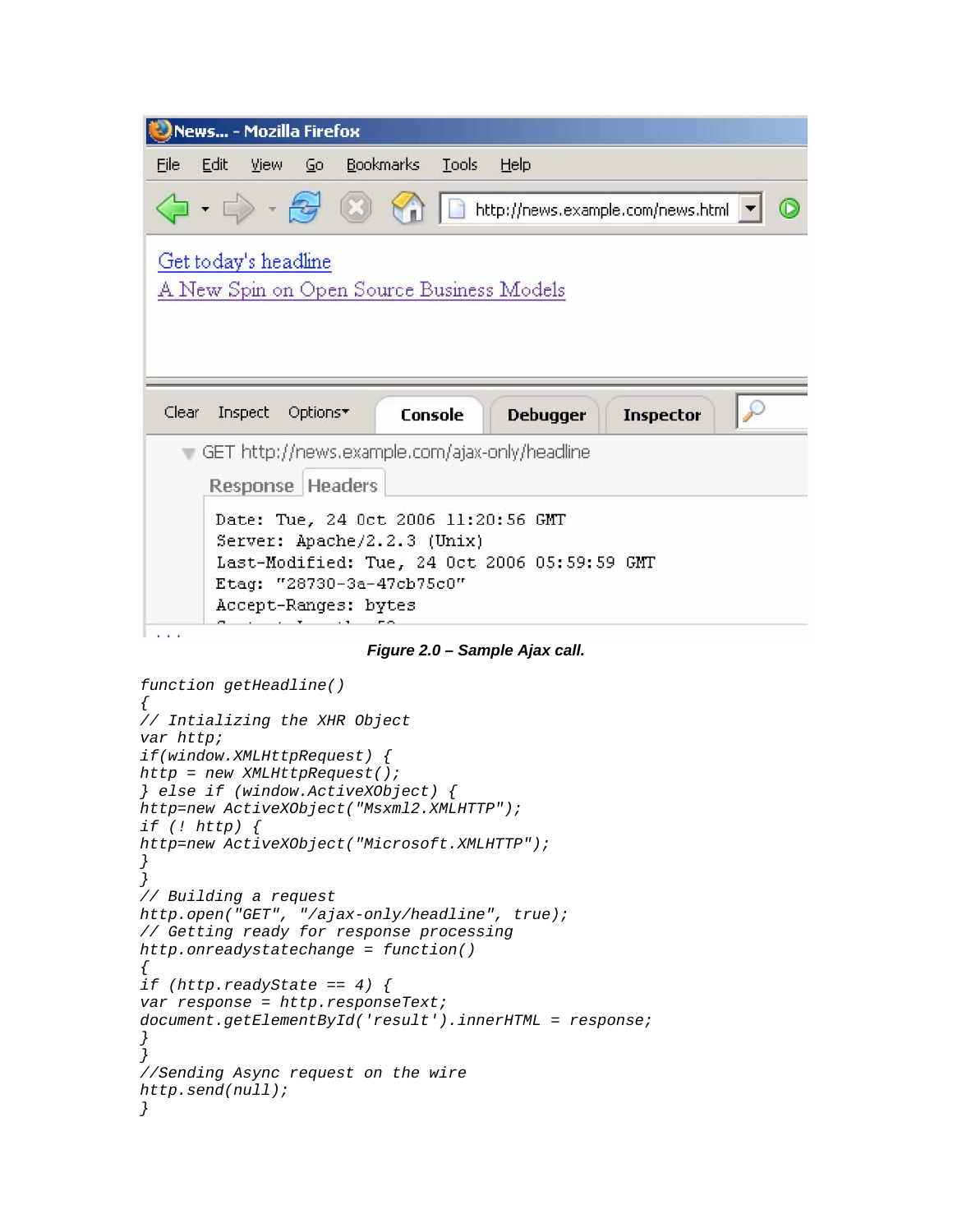*Figure 2.0 – Sample Ajax call.*

```
function getHeadline()
{
// Intializing the XHR Object
var http;
if(window.XMLHttpRequest) {
http = new XMLHttpRequest();
} else if (window.ActiveXObject) {
http=new ActiveXObject("Msxml2.XMLHTTP");
if (! http) {
http=new ActiveXObject("Microsoft.XMLHTTP");
}
}
// Building a request
http.open("GET", "/ajax-only/headline", true);
// Getting ready for response processing
http.onreadystatechange = function()
{
if (http.readyState == 4) {
var response = http.responseText;
document.getElementById('result').innerHTML = response;
}
}
//Sending Async request on the wire
http.send(null);
}
```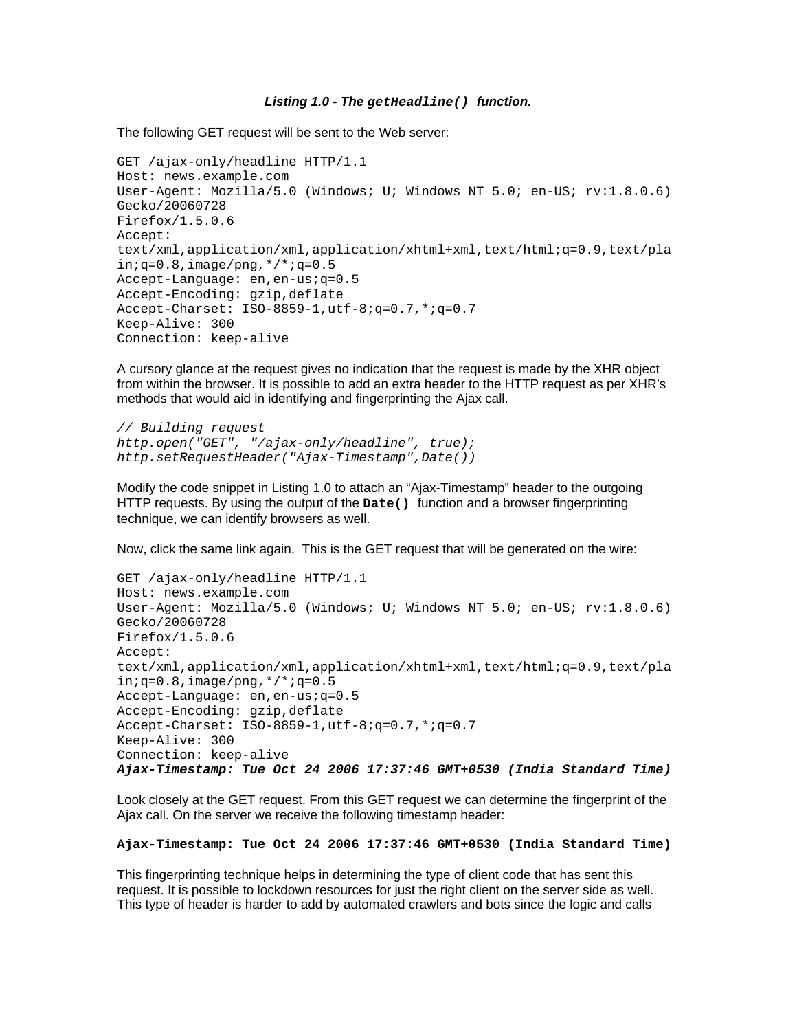***Listing 1.0 - The `getHeadline()` function.***

The following GET request will be sent to the Web server:

```
GET /ajax-only/headline HTTP/1.1
Host: news.example.com
User-Agent: Mozilla/5.0 (Windows; U; Windows NT 5.0; en-US; rv:1.8.0.6)
Gecko/20060728
Firefox/1.5.0.6
Accept:
text/xml,application/xml,application/xhtml+xml,text/html;q=0.9,text/pla
in;q=0.8,image/png,*/*;q=0.5
Accept-Language: en,en-us;q=0.5
Accept-Encoding: gzip,deflate
Accept-Charset: ISO-8859-1,utf-8;q=0.7,*;q=0.7
Keep-Alive: 300
Connection: keep-alive
```

A cursory glance at the request gives no indication that the request is made by the XHR object from within the browser. It is possible to add an extra header to the HTTP request as per XHR's methods that would aid in identifying and fingerprinting the Ajax call.

```
// Building request
http.open("GET", "/ajax-only/headline", true);
http.setRequestHeader("Ajax-Timestamp",Date())
```

Modify the code snippet in Listing 1.0 to attach an "Ajax-Timestamp" header to the outgoing HTTP requests. By using the output of the **`Date()`** function and a browser fingerprinting technique, we can identify browsers as well.

Now, click the same link again. This is the GET request that will be generated on the wire:

```
GET /ajax-only/headline HTTP/1.1
Host: news.example.com
User-Agent: Mozilla/5.0 (Windows; U; Windows NT 5.0; en-US; rv:1.8.0.6)
Gecko/20060728
Firefox/1.5.0.6
Accept:
text/xml,application/xml,application/xhtml+xml,text/html;q=0.9,text/pla
in;q=0.8,image/png,*/*;q=0.5
Accept-Language: en,en-us;q=0.5
Accept-Encoding: gzip,deflate
Accept-Charset: ISO-8859-1,utf-8;q=0.7,*;q=0.7
Keep-Alive: 300
Connection: keep-alive
Ajax-Timestamp: Tue Oct 24 2006 17:37:46 GMT+0530 (India Standard Time)
```

Look closely at the GET request. From this GET request we can determine the fingerprint of the Ajax call. On the server we receive the following timestamp header:

**`Ajax-Timestamp: Tue Oct 24 2006 17:37:46 GMT+0530 (India Standard Time)`**

This fingerprinting technique helps in determining the type of client code that has sent this request. It is possible to lockdown resources for just the right client on the server side as well. This type of header is harder to add by automated crawlers and bots since the logic and calls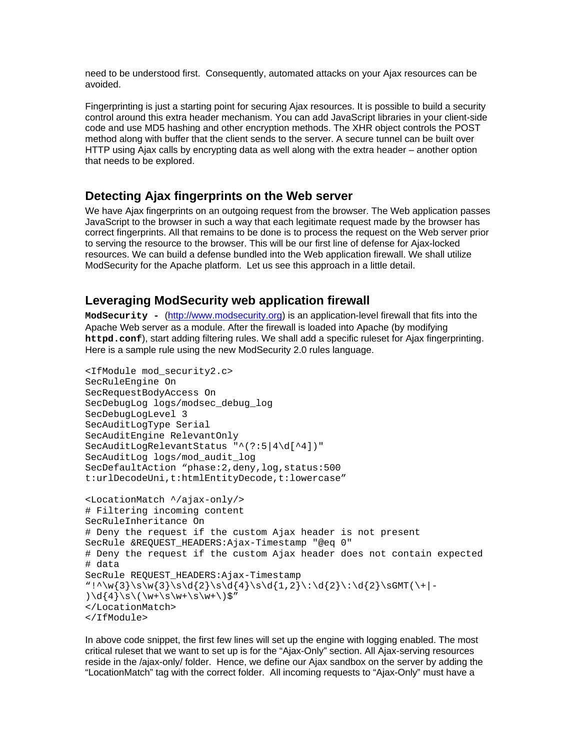need to be understood first. Consequently, automated attacks on your Ajax resources can be avoided.

Fingerprinting is just a starting point for securing Ajax resources. It is possible to build a security control around this extra header mechanism. You can add JavaScript libraries in your client-side code and use MD5 hashing and other encryption methods. The XHR object controls the POST method along with buffer that the client sends to the server. A secure tunnel can be built over HTTP using Ajax calls by encrypting data as well along with the extra header – another option that needs to be explored.

## Detecting Ajax fingerprints on the Web server

We have Ajax fingerprints on an outgoing request from the browser. The Web application passes JavaScript to the browser in such a way that each legitimate request made by the browser has correct fingerprints. All that remains to be done is to process the request on the Web server prior to serving the resource to the browser. This will be our first line of defense for Ajax-locked resources. We can build a defense bundled into the Web application firewall. We shall utilize ModSecurity for the Apache platform. Let us see this approach in a little detail.

## Leveraging ModSecurity web application firewall

**ModSecurity -** (http://www.modsecurity.org) is an application-level firewall that fits into the Apache Web server as a module. After the firewall is loaded into Apache (by modifying **httpd.conf**), start adding filtering rules. We shall add a specific ruleset for Ajax fingerprinting. Here is a sample rule using the new ModSecurity 2.0 rules language.

```
<IfModule mod_security2.c>
SecRuleEngine On
SecRequestBodyAccess On
SecDebugLog logs/modsec_debug_log
SecDebugLogLevel 3
SecAuditLogType Serial
SecAuditEngine RelevantOnly
SecAuditLogRelevantStatus "^(?:5|4\d[^4])"
SecAuditLog logs/mod_audit_log
SecDefaultAction "phase:2,deny,log,status:500
t:urlDecodeUni,t:htmlEntityDecode,t:lowercase"

<LocationMatch ^/ajax-only/>
# Filtering incoming content
SecRuleInheritance On
# Deny the request if the custom Ajax header is not present
SecRule &REQUEST_HEADERS:Ajax-Timestamp "@eq 0"
# Deny the request if the custom Ajax header does not contain expected
# data
SecRule REQUEST_HEADERS:Ajax-Timestamp
"!^\w{3}\s\w{3}\s\d{2}\s\d{4}\s\d{1,2}\:\d{2}\:\d{2}\sGMT(\+|-
)\d{4}\s\(\w+\s\w+\s\w+\)$"
</LocationMatch>
</IfModule>
```

In above code snippet, the first few lines will set up the engine with logging enabled. The most critical ruleset that we want to set up is for the "Ajax-Only" section. All Ajax-serving resources reside in the /ajax-only/ folder. Hence, we define our Ajax sandbox on the server by adding the "LocationMatch" tag with the correct folder. All incoming requests to "Ajax-Only" must have a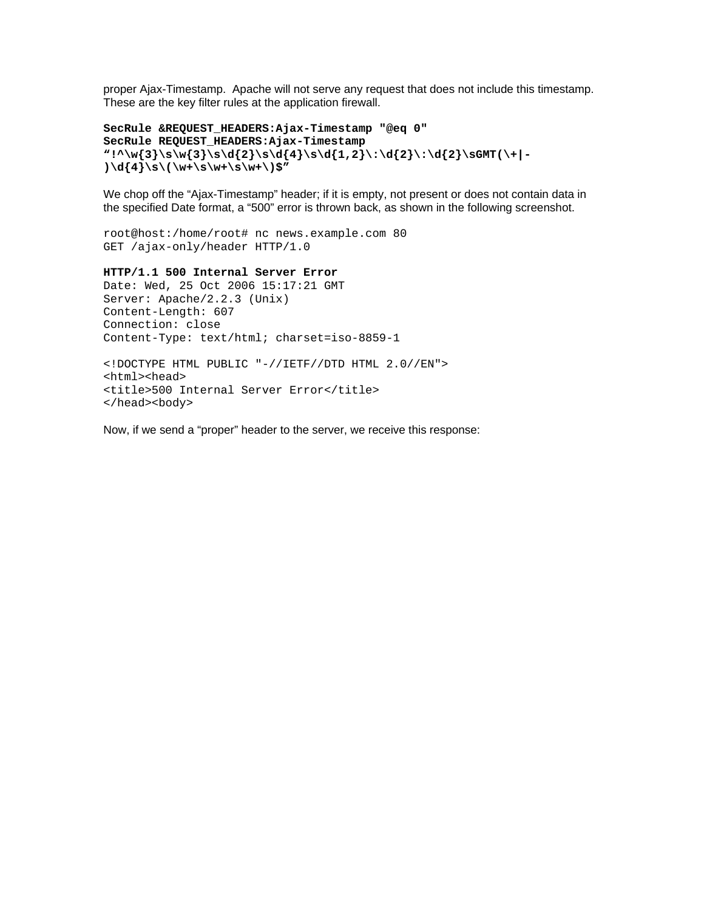proper Ajax-Timestamp. Apache will not serve any request that does not include this timestamp. These are the key filter rules at the application firewall.

```
SecRule &REQUEST_HEADERS:Ajax-Timestamp "@eq 0"
SecRule REQUEST_HEADERS:Ajax-Timestamp
"!^\w{3}\s\w{3}\s\d{2}\s\d{4}\s\d{1,2}\:\d{2}\:\d{2}\sGMT(\+|-
)\d{4}\s\(\w+\s\w+\s\w+\)$"
```

We chop off the "Ajax-Timestamp" header; if it is empty, not present or does not contain data in the specified Date format, a "500" error is thrown back, as shown in the following screenshot.

```
root@host:/home/root# nc news.example.com 80
GET /ajax-only/header HTTP/1.0

HTTP/1.1 500 Internal Server Error
Date: Wed, 25 Oct 2006 15:17:21 GMT
Server: Apache/2.2.3 (Unix)
Content-Length: 607
Connection: close
Content-Type: text/html; charset=iso-8859-1

<!DOCTYPE HTML PUBLIC "-//IETF//DTD HTML 2.0//EN">
<html><head>
<title>500 Internal Server Error</title>
</head><body>
```

Now, if we send a "proper" header to the server, we receive this response: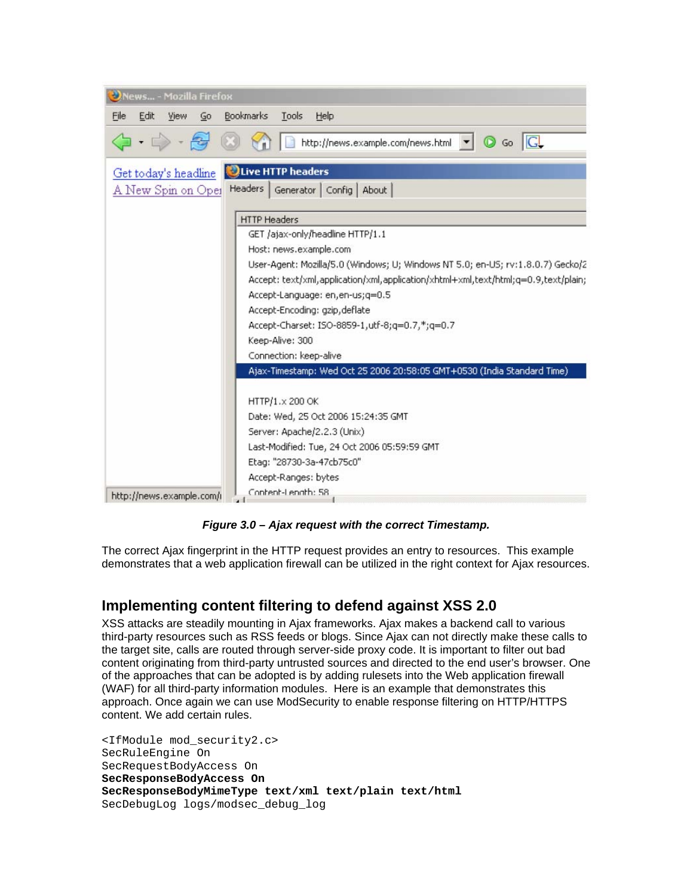*Figure 3.0 – Ajax request with the correct Timestamp.*

The correct Ajax fingerprint in the HTTP request provides an entry to resources. This example demonstrates that a web application firewall can be utilized in the right context for Ajax resources.

## Implementing content filtering to defend against XSS 2.0

XSS attacks are steadily mounting in Ajax frameworks. Ajax makes a backend call to various third-party resources such as RSS feeds or blogs. Since Ajax can not directly make these calls to the target site, calls are routed through server-side proxy code. It is important to filter out bad content originating from third-party untrusted sources and directed to the end user's browser. One of the approaches that can be adopted is by adding rulesets into the Web application firewall (WAF) for all third-party information modules. Here is an example that demonstrates this approach. Once again we can use ModSecurity to enable response filtering on HTTP/HTTPS content. We add certain rules.

```
<IfModule mod_security2.c>
SecRuleEngine On
SecRequestBodyAccess On
SecResponseBodyAccess On
SecResponseBodyMimeType text/xml text/plain text/html
SecDebugLog logs/modsec_debug_log
```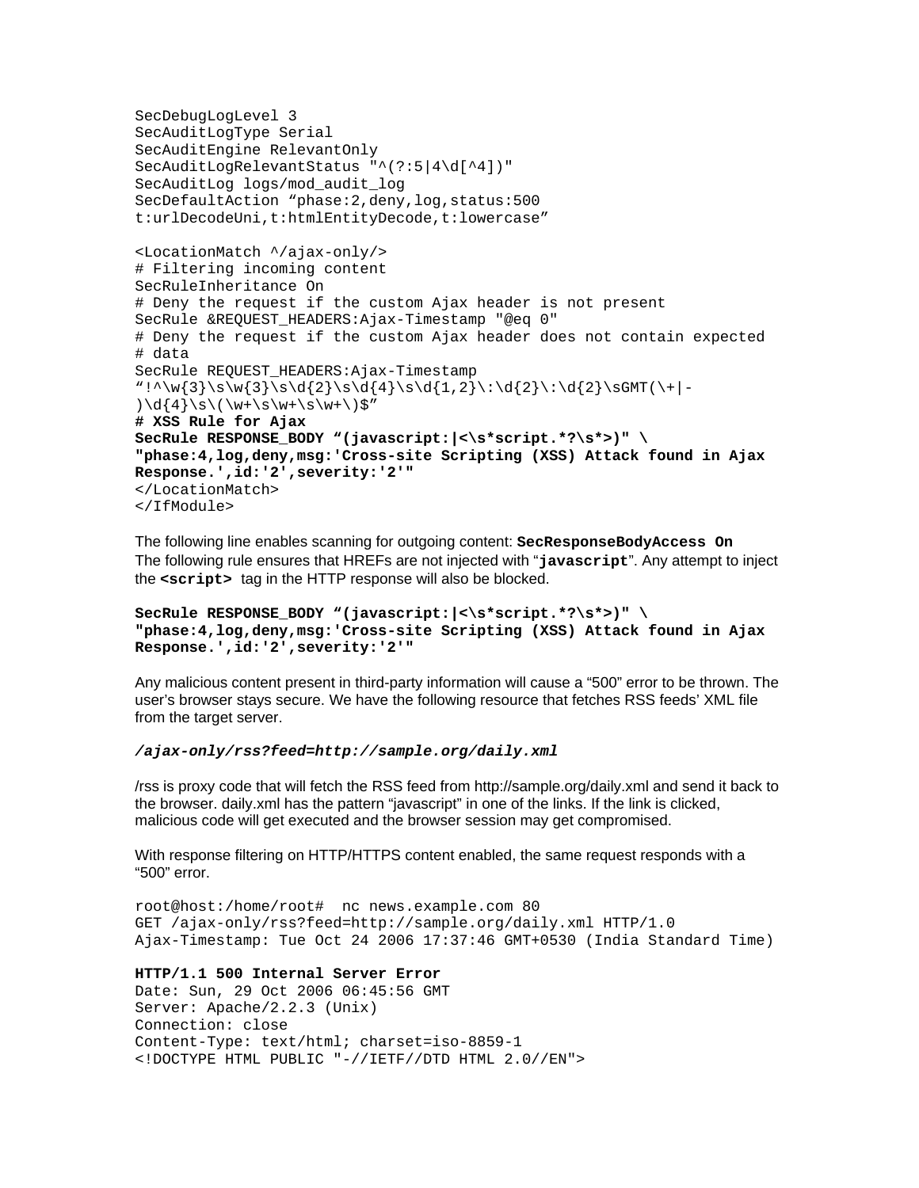```
SecDebugLogLevel 3
SecAuditLogType Serial
SecAuditEngine RelevantOnly
SecAuditLogRelevantStatus "^(?:5|4\d[^4])"
SecAuditLog logs/mod_audit_log
SecDefaultAction "phase:2,deny,log,status:500
t:urlDecodeUni,t:htmlEntityDecode,t:lowercase"

<LocationMatch ^/ajax-only/>
# Filtering incoming content
SecRuleInheritance On
# Deny the request if the custom Ajax header is not present
SecRule &REQUEST_HEADERS:Ajax-Timestamp "@eq 0"
# Deny the request if the custom Ajax header does not contain expected
# data
SecRule REQUEST_HEADERS:Ajax-Timestamp
"!^\w{3}\s\w{3}\s\d{2}\s\d{4}\s\d{1,2}\:\d{2}\:\d{2}\sGMT(\+|-
)\d{4}\s\(\w+\s\w+\s\w+\)$"
# XSS Rule for Ajax
SecRule RESPONSE_BODY "(javascript:|<\s*script.*?\s*>)" \
"phase:4,log,deny,msg:'Cross-site Scripting (XSS) Attack found in Ajax
Response.',id:'2',severity:'2'"
</LocationMatch>
</IfModule>
```

The following line enables scanning for outgoing content: **`SecResponseBodyAccess On`**
The following rule ensures that HREFs are not injected with "**`javascript`**". Any attempt to inject the **`<script>`** tag in the HTTP response will also be blocked.

```
SecRule RESPONSE_BODY "(javascript:|<\s*script.*?\s*>)" \
"phase:4,log,deny,msg:'Cross-site Scripting (XSS) Attack found in Ajax
Response.',id:'2',severity:'2'"
```

Any malicious content present in third-party information will cause a "500" error to be thrown. The user's browser stays secure. We have the following resource that fetches RSS feeds' XML file from the target server.

***/ajax-only/rss?feed=http://sample.org/daily.xml***

/rss is proxy code that will fetch the RSS feed from http://sample.org/daily.xml and send it back to the browser. daily.xml has the pattern "javascript" in one of the links. If the link is clicked, malicious code will get executed and the browser session may get compromised.

With response filtering on HTTP/HTTPS content enabled, the same request responds with a "500" error.

```
root@host:/home/root#  nc news.example.com 80
GET /ajax-only/rss?feed=http://sample.org/daily.xml HTTP/1.0
Ajax-Timestamp: Tue Oct 24 2006 17:37:46 GMT+0530 (India Standard Time)

HTTP/1.1 500 Internal Server Error
Date: Sun, 29 Oct 2006 06:45:56 GMT
Server: Apache/2.2.3 (Unix)
Connection: close
Content-Type: text/html; charset=iso-8859-1
<!DOCTYPE HTML PUBLIC "-//IETF//DTD HTML 2.0//EN">
```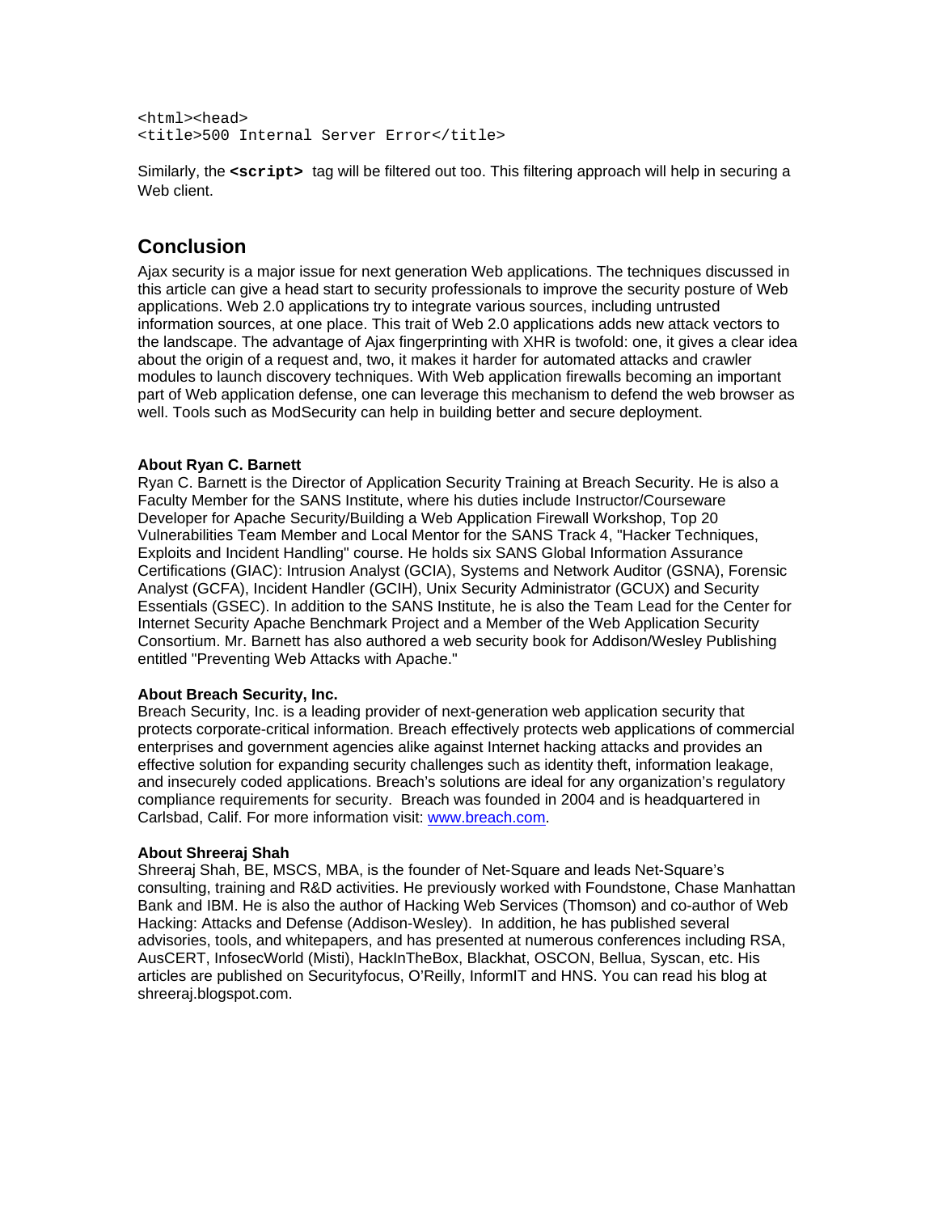```
<html><head>
<title>500 Internal Server Error</title>
```

Similarly, the **`<script>`** tag will be filtered out too. This filtering approach will help in securing a Web client.

## Conclusion

Ajax security is a major issue for next generation Web applications. The techniques discussed in this article can give a head start to security professionals to improve the security posture of Web applications. Web 2.0 applications try to integrate various sources, including untrusted information sources, at one place. This trait of Web 2.0 applications adds new attack vectors to the landscape. The advantage of Ajax fingerprinting with XHR is twofold: one, it gives a clear idea about the origin of a request and, two, it makes it harder for automated attacks and crawler modules to launch discovery techniques. With Web application firewalls becoming an important part of Web application defense, one can leverage this mechanism to defend the web browser as well. Tools such as ModSecurity can help in building better and secure deployment.

**About Ryan C. Barnett**

Ryan C. Barnett is the Director of Application Security Training at Breach Security. He is also a Faculty Member for the SANS Institute, where his duties include Instructor/Courseware Developer for Apache Security/Building a Web Application Firewall Workshop, Top 20 Vulnerabilities Team Member and Local Mentor for the SANS Track 4, "Hacker Techniques, Exploits and Incident Handling" course. He holds six SANS Global Information Assurance Certifications (GIAC): Intrusion Analyst (GCIA), Systems and Network Auditor (GSNA), Forensic Analyst (GCFA), Incident Handler (GCIH), Unix Security Administrator (GCUX) and Security Essentials (GSEC). In addition to the SANS Institute, he is also the Team Lead for the Center for Internet Security Apache Benchmark Project and a Member of the Web Application Security Consortium. Mr. Barnett has also authored a web security book for Addison/Wesley Publishing entitled "Preventing Web Attacks with Apache."

**About Breach Security, Inc.**

Breach Security, Inc. is a leading provider of next-generation web application security that protects corporate-critical information. Breach effectively protects web applications of commercial enterprises and government agencies alike against Internet hacking attacks and provides an effective solution for expanding security challenges such as identity theft, information leakage, and insecurely coded applications. Breach's solutions are ideal for any organization's regulatory compliance requirements for security. Breach was founded in 2004 and is headquartered in Carlsbad, Calif. For more information visit: [www.breach.com](http://www.breach.com).

**About Shreeraj Shah**

Shreeraj Shah, BE, MSCS, MBA, is the founder of Net-Square and leads Net-Square's consulting, training and R&D activities. He previously worked with Foundstone, Chase Manhattan Bank and IBM. He is also the author of Hacking Web Services (Thomson) and co-author of Web Hacking: Attacks and Defense (Addison-Wesley). In addition, he has published several advisories, tools, and whitepapers, and has presented at numerous conferences including RSA, AusCERT, InfosecWorld (Misti), HackInTheBox, Blackhat, OSCON, Bellua, Syscan, etc. His articles are published on Securityfocus, O'Reilly, InformIT and HNS. You can read his blog at shreeraj.blogspot.com.